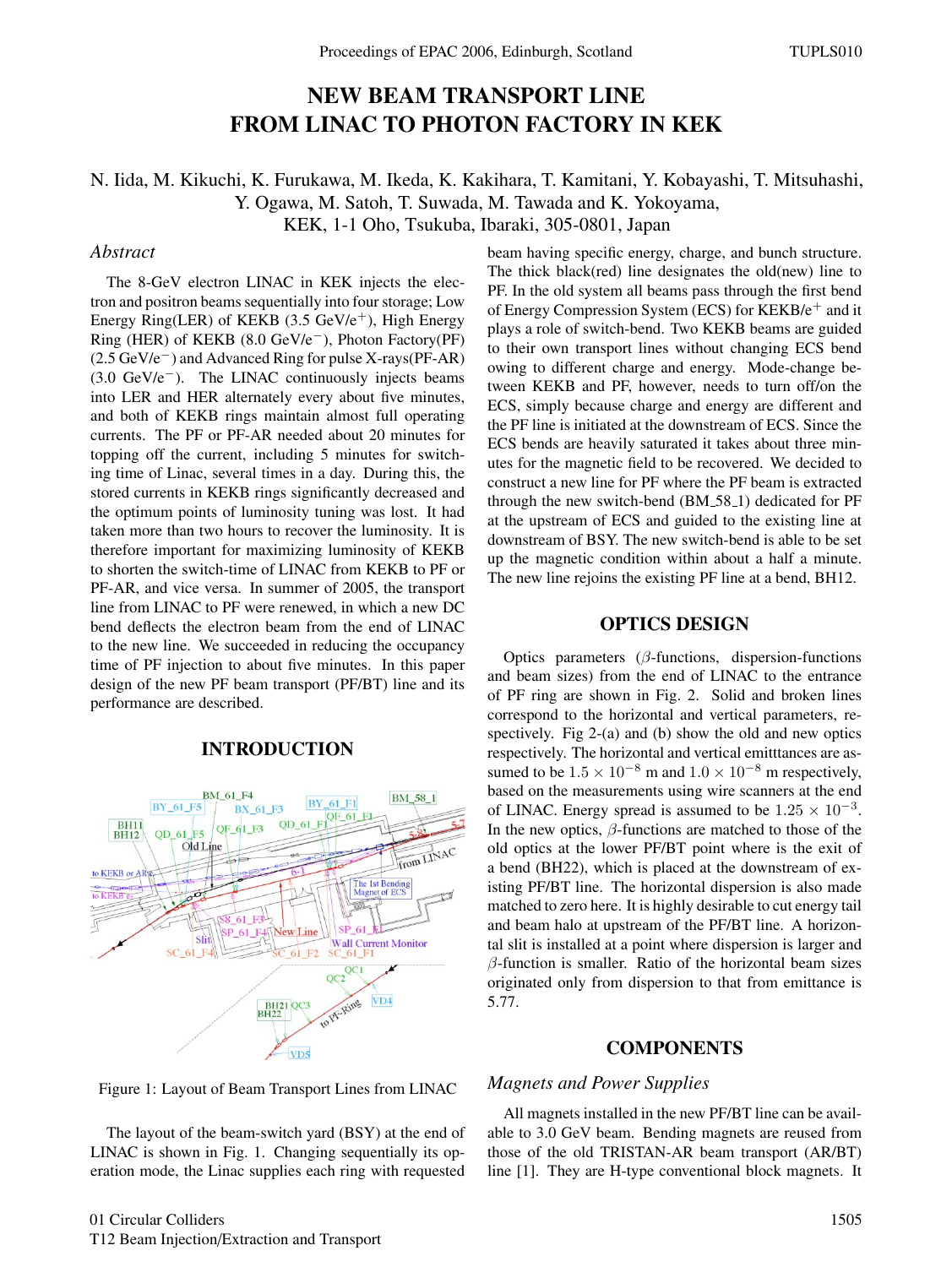# NEW BEAM TRANSPORT LINE FROM LINAC TO PHOTON FACTORY IN KEK

N. Iida, M. Kikuchi, K. Furukawa, M. Ikeda, K. Kakihara, T. Kamitani, Y. Kobayashi, T. Mitsuhashi, Y. Ogawa, M. Satoh, T. Suwada, M. Tawada and K. Yokoyama,
KEK, 1-1 Oho, Tsukuba, Ibaraki, 305-0801, Japan

## *Abstract*

The 8-GeV electron LINAC in KEK injects the electron and positron beams sequentially into four storage; Low Energy Ring(LER) of KEKB (3.5 GeV/e$^+$), High Energy Ring (HER) of KEKB (8.0 GeV/e$^-$), Photon Factory(PF) (2.5 GeV/e$^-$) and Advanced Ring for pulse X-rays(PF-AR) (3.0 GeV/e$^-$). The LINAC continuously injects beams into LER and HER alternately every about five minutes, and both of KEKB rings maintain almost full operating currents. The PF or PF-AR needed about 20 minutes for topping off the current, including 5 minutes for switching time of Linac, several times in a day. During this, the stored currents in KEKB rings significantly decreased and the optimum points of luminosity tuning was lost. It had taken more than two hours to recover the luminosity. It is therefore important for maximizing luminosity of KEKB to shorten the switch-time of LINAC from KEKB to PF or PF-AR, and vice versa. In summer of 2005, the transport line from LINAC to PF were renewed, in which a new DC bend deflects the electron beam from the end of LINAC to the new line. We succeeded in reducing the occupancy time of PF injection to about five minutes. In this paper design of the new PF beam transport (PF/BT) line and its performance are described.

## INTRODUCTION

Figure 1: Layout of Beam Transport Lines from LINAC

The layout of the beam-switch yard (BSY) at the end of LINAC is shown in Fig. 1. Changing sequentially its operation mode, the Linac supplies each ring with requested beam having specific energy, charge, and bunch structure. The thick black(red) line designates the old(new) line to PF. In the old system all beams pass through the first bend of Energy Compression System (ECS) for KEKB/e$^+$ and it plays a role of switch-bend. Two KEKB beams are guided to their own transport lines without changing ECS bend owing to different charge and energy. Mode-change between KEKB and PF, however, needs to turn off/on the ECS, simply because charge and energy are different and the PF line is initiated at the downstream of ECS. Since the ECS bends are heavily saturated it takes about three minutes for the magnetic field to be recovered. We decided to construct a new line for PF where the PF beam is extracted through the new switch-bend (BM_58_1) dedicated for PF at the upstream of ECS and guided to the existing line at downstream of BSY. The new switch-bend is able to be set up the magnetic condition within about a half a minute. The new line rejoins the existing PF line at a bend, BH12.

## OPTICS DESIGN

Optics parameters ($\beta$-functions, dispersion-functions and beam sizes) from the end of LINAC to the entrance of PF ring are shown in Fig. 2. Solid and broken lines correspond to the horizontal and vertical parameters, respectively. Fig 2-(a) and (b) show the old and new optics respectively. The horizontal and vertical emitttances are assumed to be $1.5 \times 10^{-8}$ m and $1.0 \times 10^{-8}$ m respectively, based on the measurements using wire scanners at the end of LINAC. Energy spread is assumed to be $1.25 \times 10^{-3}$. In the new optics, $\beta$-functions are matched to those of the old optics at the lower PF/BT point where is the exit of a bend (BH22), which is placed at the downstream of existing PF/BT line. The horizontal dispersion is also made matched to zero here. It is highly desirable to cut energy tail and beam halo at upstream of the PF/BT line. A horizontal slit is installed at a point where dispersion is larger and $\beta$-function is smaller. Ratio of the horizontal beam sizes originated only from dispersion to that from emittance is 5.77.

## COMPONENTS

### *Magnets and Power Supplies*

All magnets installed in the new PF/BT line can be available to 3.0 GeV beam. Bending magnets are reused from those of the old TRISTAN-AR beam transport (AR/BT) line [1]. They are H-type conventional block magnets. It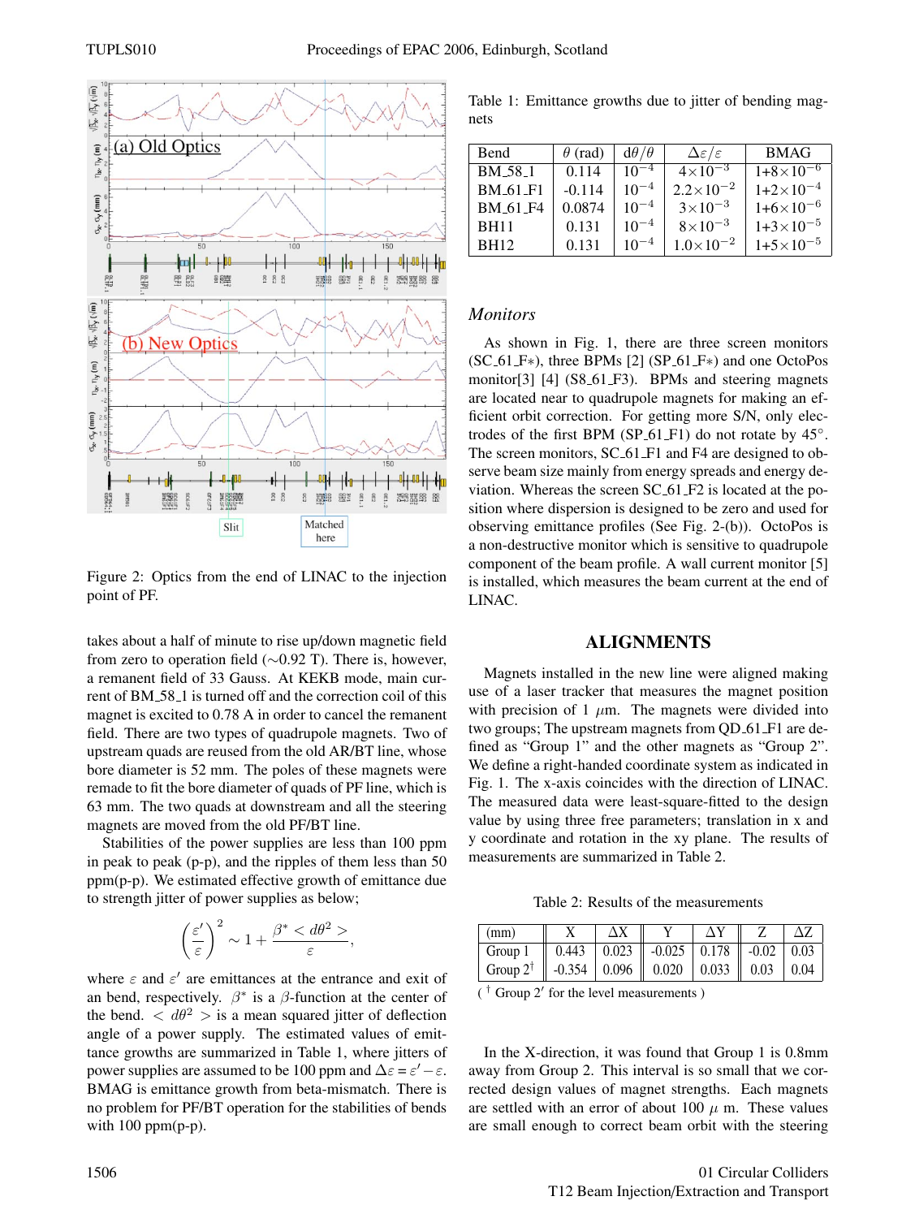Figure 2: Optics from the end of LINAC to the injection point of PF.

takes about a half of minute to rise up/down magnetic field from zero to operation field (∼0.92 T). There is, however, a remanent field of 33 Gauss. At KEKB mode, main current of BM_58_1 is turned off and the correction coil of this magnet is excited to 0.78 A in order to cancel the remanent field. There are two types of upstream quads are reused from the old AR/BT line, whose bore diameter is 52 mm. The poles of these magnets were remade to fit the bore diameter of quads of PF line, which is 63 mm. The two quads at downstream and all the steering magnets are moved from the old PF/BT line.

Stabilities of the power supplies are less than 100 ppm in peak to peak (p-p), and the ripples of them less than 50 ppm(p-p). We estimated effective growth of emittance due to strength jitter of power supplies as below;

$$\left(\frac{\varepsilon'}{\varepsilon}\right)^2 \sim 1 + \frac{\beta^* < d\theta^2 >}{\varepsilon},$$

where $\varepsilon$ and $\varepsilon'$ are emittances at the entrance and exit of an bend, respectively. $\beta^*$ is a $\beta$-function at the center of the bend. $< d\theta^2 >$ is a mean squared jitter of deflection angle of a power supply. The estimated values of emittance growths are summarized in Table 1, where jitters of power supplies are assumed to be 100 ppm and $\Delta\varepsilon = \varepsilon' - \varepsilon$. BMAG is emittance growth from beta-mismatch. There is no problem for PF/BT operation for the stabilities of bends with 100 ppm(p-p).

Table 1: Emittance growths due to jitter of bending magnets

| Bend | $\theta$ (rad) | $d\theta/\theta$ | $\Delta\varepsilon/\varepsilon$ | BMAG |
|---|---|---|---|---|
| BM_58_1 | 0.114 | $10^{-4}$ | $4\times10^{-3}$ | $1+8\times10^{-6}$ |
| BM_61_F1 | -0.114 | $10^{-4}$ | $2.2\times10^{-2}$ | $1+2\times10^{-4}$ |
| BM_61_F4 | 0.0874 | $10^{-4}$ | $3\times10^{-3}$ | $1+6\times10^{-6}$ |
| BH11 | 0.131 | $10^{-4}$ | $8\times10^{-3}$ | $1+3\times10^{-5}$ |
| BH12 | 0.131 | $10^{-4}$ | $1.0\times10^{-2}$ | $1+5\times10^{-5}$ |

### *Monitors*

As shown in Fig. 1, there are three screen monitors (SC_61_F*), three BPMs [2] (SP_61_F*) and one OctoPos monitor[3] [4] (S8_61_F3). BPMs and steering magnets are located near to quadrupole magnets for making an efficient orbit correction. For getting more S/N, only electrodes of the first BPM (SP_61_F1) do not rotate by 45°. The screen monitors, SC_61_F1 and F4 are designed to observe beam size mainly from energy spreads and energy deviation. Whereas the screen SC_61_F2 is located at the position where dispersion is designed to be zero and used for observing emittance profiles (See Fig. 2-(b)). OctoPos is a non-destructive monitor which is sensitive to quadrupole component of the beam profile. A wall current monitor [5] is installed, which measures the beam current at the end of LINAC.

## ALIGNMENTS

Magnets installed in the new line were aligned making use of a laser tracker that measures the magnet position with precision of 1 $\mu$m. The magnets were divided into two groups; The upstream magnets from QD_61_F1 are defined as "Group 1" and the other magnets as "Group 2". We define a right-handed coordinate system as indicated in Fig. 1. The x-axis coincides with the direction of LINAC. The measured data were least-square-fitted to the design value by using three free parameters; translation in x and y coordinate and rotation in the xy plane. The results of measurements are summarized in Table 2.

Table 2: Results of the measurements

| (mm) | X | ΔX | Y | ΔY | Z | ΔZ |
|---|---|---|---|---|---|---|
| Group 1 | 0.443 | 0.023 | -0.025 | 0.178 | -0.02 | 0.03 |
| Group 2[†] | -0.354 | 0.096 | 0.020 | 0.033 | 0.03 | 0.04 |

( [†] Group 2' for the level measurements )

In the X-direction, it was found that Group 1 is 0.8mm away from Group 2. This interval is so small that we corrected design values of magnet strengths. Each magnets are settled with an error of about 100 $\mu$ m. These values are small enough to correct beam orbit with the steering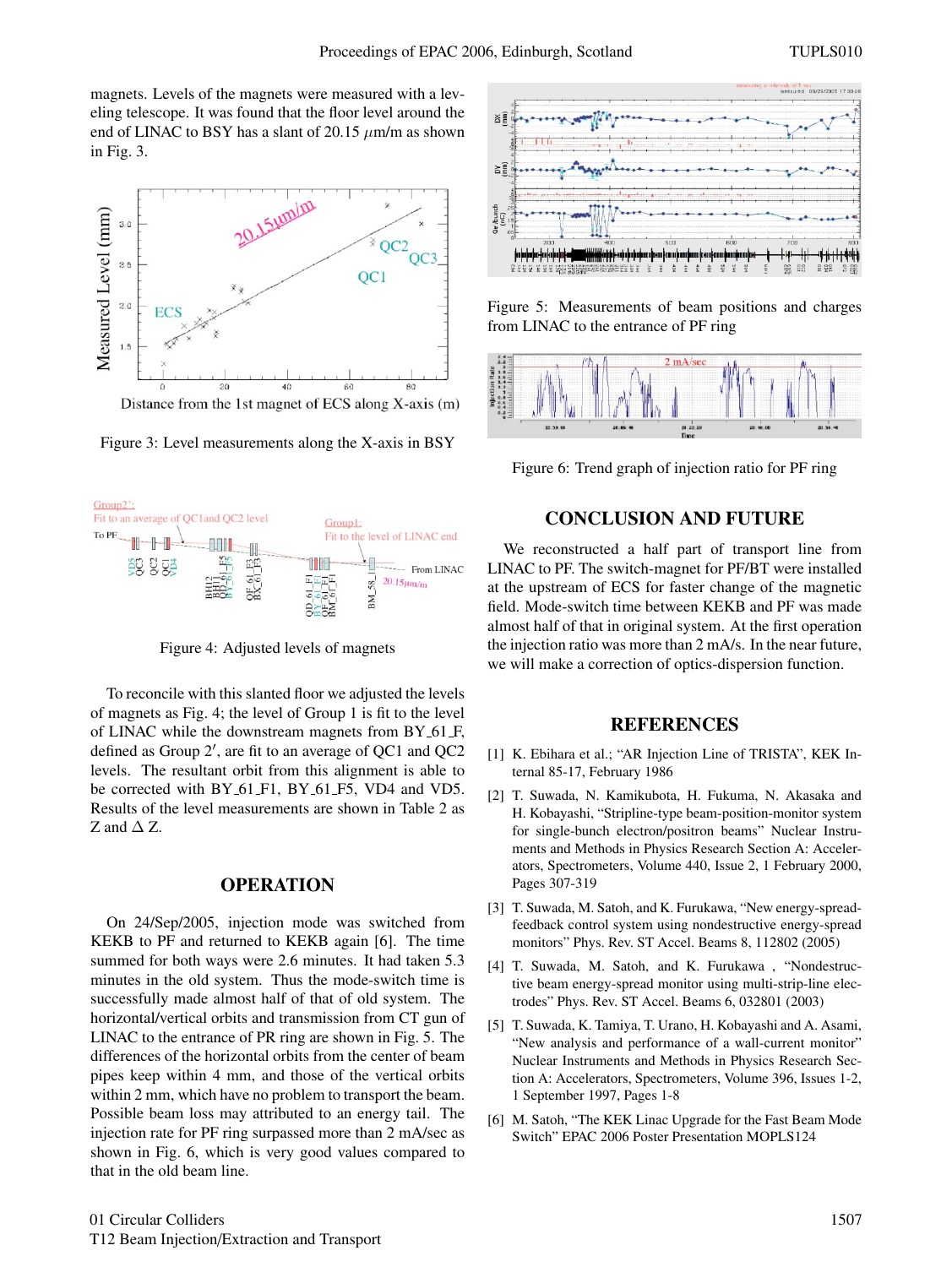magnets. Levels of the magnets were measured with a leveling telescope. It was found that the floor level around the end of LINAC to BSY has a slant of 20.15 $\mu$m/m as shown in Fig. 3.

20.15μm/m
QC2
QC3
QC1
ECS
Measured Level (mm)
3.0
2.5
2.0
1.5
0
20
40
60
80
Distance from the 1st magnet of ECS along X-axis (m)

Figure 3: Level measurements along the X-axis in BSY

Group2':
Fit to an average of QC1and QC2 level
Group1:
Fit to the level of LINAC end
To PF
From LINAC
20.15μm/m
VD5
QC3
QC2
QC1
VD4
BH12
BH11
QD_61_F5
BY_61_F5
QF_61_F3
BX_61_F3
QD_61_F1
BY_61_F1
QF_61_F1
BM_61_F1
BM_58_1

Figure 4: Adjusted levels of magnets

To reconcile with this slanted floor we adjusted the levels of magnets as Fig. 4; the level of Group 1 is fit to the level of LINAC while the downstream magnets from BY_61_F, defined as Group 2′, are fit to an average of QC1 and QC2 levels. The resultant orbit from this alignment is able to be corrected with BY_61_F1, BY_61_F5, VD4 and VD5. Results of the level measurements are shown in Table 2 as Z and $\Delta$ Z.

## OPERATION

On 24/Sep/2005, injection mode was switched from KEKB to PF and returned to KEKB again [6]. The time summed for both ways were 2.6 minutes. It had taken 5.3 minutes in the old system. Thus the mode-switch time is successfully made almost half of that of old system. The horizontal/vertical orbits and transmission from CT gun of LINAC to the entrance of PR ring are shown in Fig. 5. The differences of the horizontal orbits from the center of beam pipes keep within 4 mm, and those of the vertical orbits within 2 mm, which have no problem to transport the beam. Possible beam loss may attributed to an energy tail. The injection rate for PF ring surpassed more than 2 mA/sec as shown in Fig. 6, which is very good values compared to that in the old beam line.

Figure 5: Measurements of beam positions and charges from LINAC to the entrance of PF ring

2 mA/sec

Figure 6: Trend graph of injection ratio for PF ring

## CONCLUSION AND FUTURE

We reconstructed a half part of transport line from LINAC to PF. The switch-magnet for PF/BT were installed at the upstream of ECS for faster change of the magnetic field. Mode-switch time between KEKB and PF was made almost half of that in original system. At the first operation the injection ratio was more than 2 mA/s. In the near future, we will make a correction of optics-dispersion function.

## REFERENCES

[1] K. Ebihara et al.; "AR Injection Line of TRISTA", KEK Internal 85-17, February 1986

[2] T. Suwada, N. Kamikubota, H. Fukuma, N. Akasaka and H. Kobayashi, "Stripline-type beam-position-monitor system for single-bunch electron/positron beams" Nuclear Instruments and Methods in Physics Research Section A: Accelerators, Spectrometers, Volume 440, Issue 2, 1 February 2000, Pages 307-319

[3] T. Suwada, M. Satoh, and K. Furukawa, "New energy-spread-feedback control system using nondestructive energy-spread monitors" Phys. Rev. ST Accel. Beams 8, 112802 (2005)

[4] T. Suwada, M. Satoh, and K. Furukawa , "Nondestructive beam energy-spread monitor using multi-strip-line electrodes" Phys. Rev. ST Accel. Beams 6, 032801 (2003)

[5] T. Suwada, K. Tamiya, T. Urano, H. Kobayashi and A. Asami, "New analysis and performance of a wall-current monitor" Nuclear Instruments and Methods in Physics Research Section A: Accelerators, Spectrometers, Volume 396, Issues 1-2, 1 September 1997, Pages 1-8

[6] M. Satoh, "The KEK Linac Upgrade for the Fast Beam Mode Switch" EPAC 2006 Poster Presentation MOPLS124